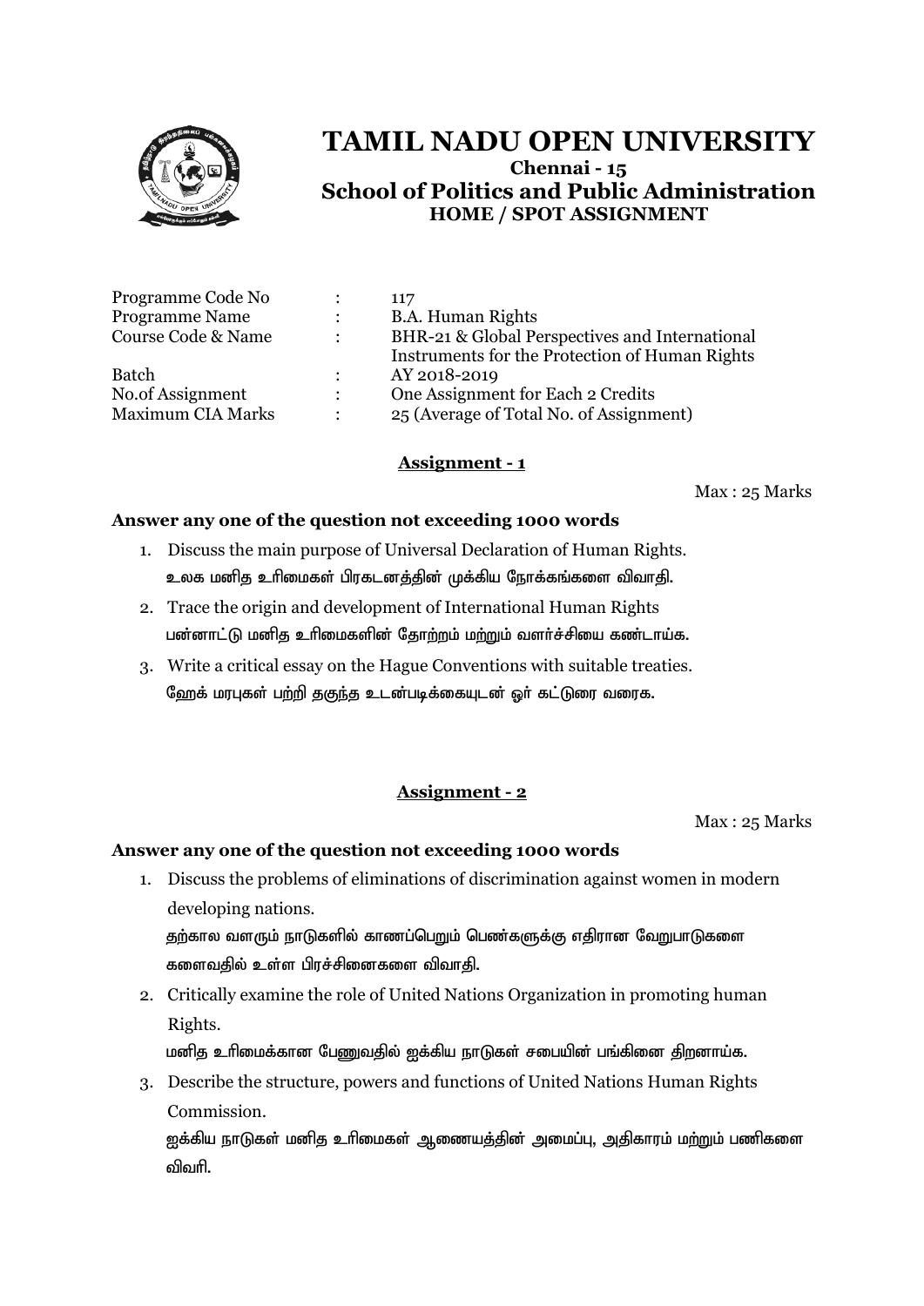# TAMIL NADU OPEN UNIVERSITY

**Chennai - 15**

## School of Politics and Public Administration

**HOME / SPOT ASSIGNMENT**

| | | |
|---|---|---|
| Programme Code No | : | 117 |
| Programme Name | : | B.A. Human Rights |
| Course Code & Name | : | BHR-21 & Global Perspectives and International Instruments for the Protection of Human Rights |
| Batch | : | AY 2018-2019 |
| No.of Assignment | : | One Assignment for Each 2 Credits |
| Maximum CIA Marks | : | 25 (Average of Total No. of Assignment) |

### Assignment - 1

Max : 25 Marks

**Answer any one of the question not exceeding 1000 words**

1. Discuss the main purpose of Universal Declaration of Human Rights.
   உலக மனித உரிமைகள் பிரகடனத்தின் முக்கிய நோக்கங்களை விவாதி.
2. Trace the origin and development of International Human Rights
   பன்னாட்டு மனித உரிமைகளின் தோற்றம் மற்றும் வளர்ச்சியை கண்டாய்க.
3. Write a critical essay on the Hague Conventions with suitable treaties.
   ஹேக் மரபுகள் பற்றி தகுந்த உடன்படிக்கையுடன் ஓர் கட்டுரை வரைக.

### Assignment - 2

Max : 25 Marks

**Answer any one of the question not exceeding 1000 words**

1. Discuss the problems of eliminations of discrimination against women in modern developing nations.
   தற்கால வளரும் நாடுகளில் காணப்பெறும் பெண்களுக்கு எதிரான வேறுபாடுகளை களைவதில் உள்ள பிரச்சினைகளை விவாதி.
2. Critically examine the role of United Nations Organization in promoting human Rights.
   மனித உரிமைக்கான பேணுவதில் ஐக்கிய நாடுகள் சபையின் பங்கினை திறனாய்க.
3. Describe the structure, powers and functions of United Nations Human Rights Commission.
   ஐக்கிய நாடுகள் மனித உரிமைகள் ஆணையத்தின் அமைப்பு, அதிகாரம் மற்றும் பணிகளை விவரி.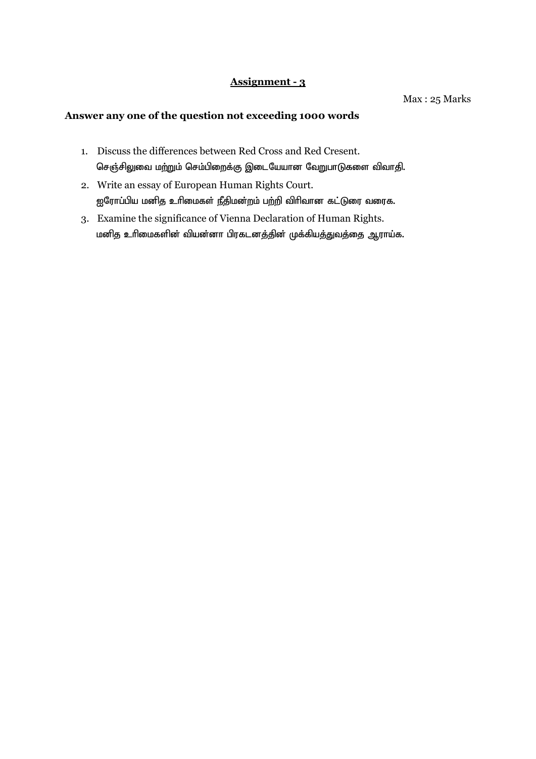## Assignment - 3

Max : 25 Marks

**Answer any one of the question not exceeding 1000 words**

1. Discuss the differences between Red Cross and Red Cresent.
   செஞ்சிலுவை மற்றும் செம்பிறைக்கு இடையேயான வேறுபாடுகளை விவாதி.
2. Write an essay of European Human Rights Court.
   ஐரோப்பிய மனித உரிமைகள் நீதிமன்றம் பற்றி விரிவான கட்டுரை வரைக.
3. Examine the significance of Vienna Declaration of Human Rights.
   மனித உரிமைகளின் வியன்னா பிரகடனத்தின் முக்கியத்துவத்தை ஆராய்க.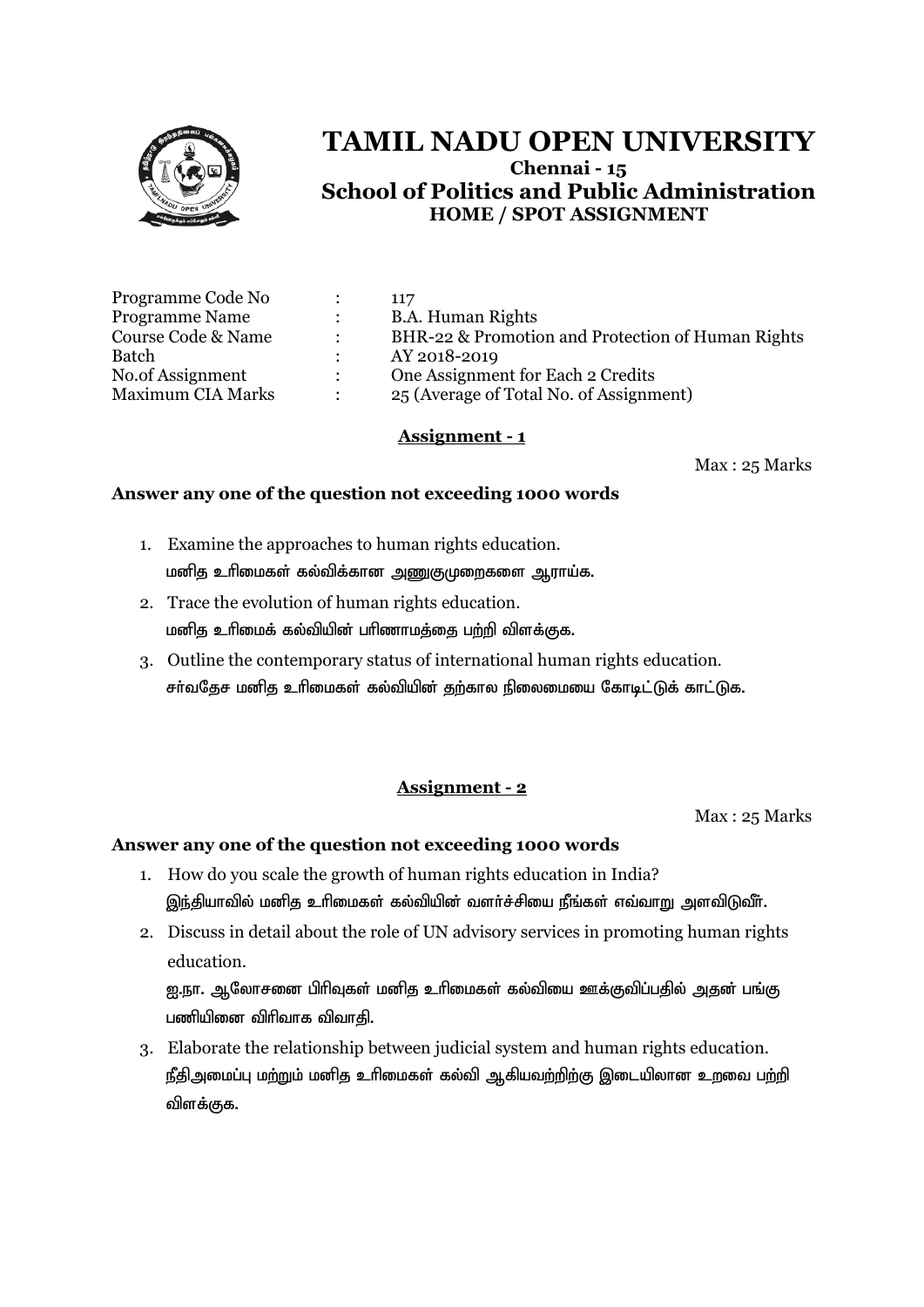# TAMIL NADU OPEN UNIVERSITY

**Chennai - 15**

## School of Politics and Public Administration

**HOME / SPOT ASSIGNMENT**

| | | |
|---|---|---|
| Programme Code No | : | 117 |
| Programme Name | : | B.A. Human Rights |
| Course Code & Name | : | BHR-22 & Promotion and Protection of Human Rights |
| Batch | : | AY 2018-2019 |
| No.of Assignment | : | One Assignment for Each 2 Credits |
| Maximum CIA Marks | : | 25 (Average of Total No. of Assignment) |

### Assignment - 1

Max : 25 Marks

**Answer any one of the question not exceeding 1000 words**

1. Examine the approaches to human rights education.
   மனித உரிமைகள் கல்விக்கான அணுகுமுறைகளை ஆராய்க.
2. Trace the evolution of human rights education.
   மனித உரிமைக் கல்வியின் பரிணாமத்தை பற்றி விளக்குக.
3. Outline the contemporary status of international human rights education.
   சர்வதேச மனித உரிமைகள் கல்வியின் தற்கால நிலைமையை கோடிட்டுக் காட்டுக.

### Assignment - 2

Max : 25 Marks

**Answer any one of the question not exceeding 1000 words**

1. How do you scale the growth of human rights education in India?
   இந்தியாவில் மனித உரிமைகள் கல்வியின் வளர்ச்சியை நீங்கள் எவ்வாறு அளவிடுவீர்.
2. Discuss in detail about the role of UN advisory services in promoting human rights education.
   ஐ.நா. ஆலோசனை பிரிவுகள் மனித உரிமைகள் கல்வியை ஊக்குவிப்பதில் அதன் பங்கு பணியினை விரிவாக விவாதி.
3. Elaborate the relationship between judicial system and human rights education.
   நீதிஅமைப்பு மற்றும் மனித உரிமைகள் கல்வி ஆகியவற்றிற்கு இடையிலான உறவை பற்றி விளக்குக.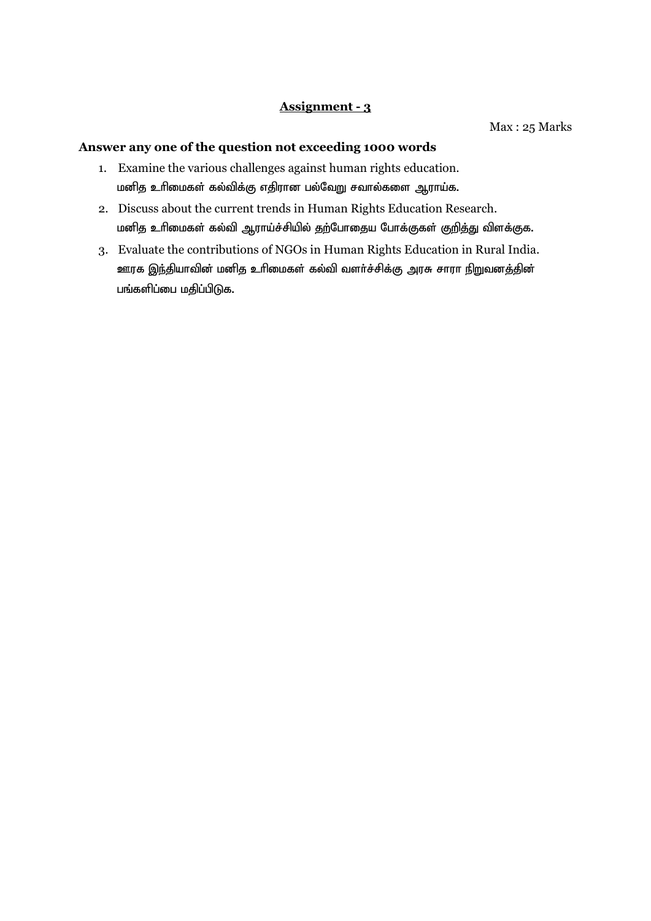## Assignment - 3

Max : 25 Marks

**Answer any one of the question not exceeding 1000 words**

1. Examine the various challenges against human rights education.
   மனித உரிமைகள் கல்விக்கு எதிரான பல்வேறு சவால்களை ஆராய்க.
2. Discuss about the current trends in Human Rights Education Research.
   மனித உரிமைகள் கல்வி ஆராய்ச்சியில் தற்போதைய போக்குகள் குறித்து விளக்குக.
3. Evaluate the contributions of NGOs in Human Rights Education in Rural India.
   ஊரக இந்தியாவின் மனித உரிமைகள் கல்வி வளர்ச்சிக்கு அரசு சாரா நிறுவனத்தின் பங்களிப்பை மதிப்பிடுக.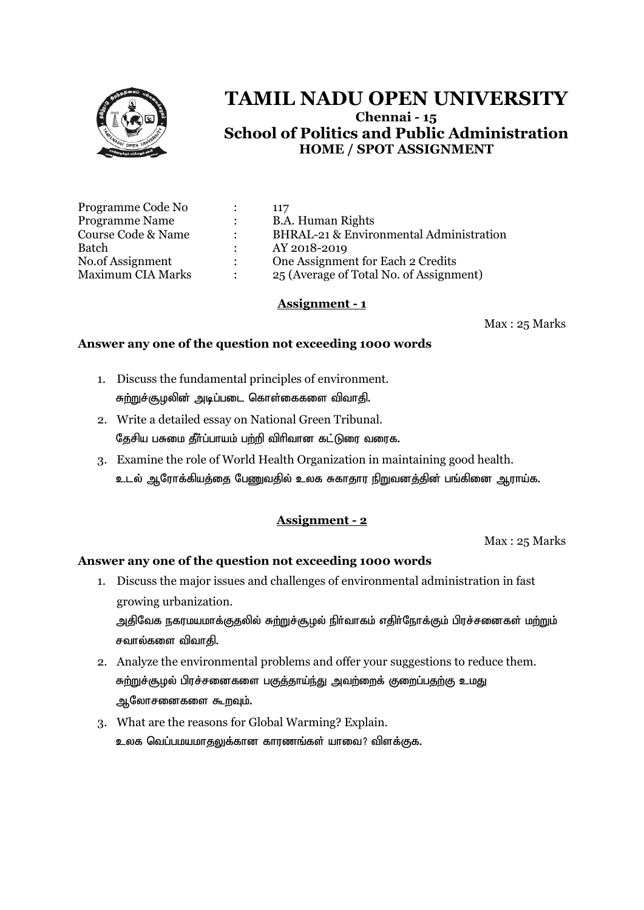# TAMIL NADU OPEN UNIVERSITY

**Chennai - 15**

**School of Politics and Public Administration**

**HOME / SPOT ASSIGNMENT**

| | | |
|---|---|---|
| Programme Code No | : | 117 |
| Programme Name | : | B.A. Human Rights |
| Course Code & Name | : | BHRAL-21 & Environmental Administration |
| Batch | : | AY 2018-2019 |
| No.of Assignment | : | One Assignment for Each 2 Credits |
| Maximum CIA Marks | : | 25 (Average of Total No. of Assignment) |

## Assignment - 1

Max : 25 Marks

**Answer any one of the question not exceeding 1000 words**

1. Discuss the fundamental principles of environment.
   சுற்றுச்சூழலின் அடிப்படை கொள்கைகளை விவாதி.
2. Write a detailed essay on National Green Tribunal.
   தேசிய பசுமை தீர்ப்பாயம் பற்றி விரிவான கட்டுரை வரைக.
3. Examine the role of World Health Organization in maintaining good health.
   உடல் ஆரோக்கியத்தை பேணுவதில் உலக சுகாதார நிறுவனத்தின் பங்கினை ஆராய்க.

## Assignment - 2

Max : 25 Marks

**Answer any one of the question not exceeding 1000 words**

1. Discuss the major issues and challenges of environmental administration in fast growing urbanization.
   அதிவேக நகரமயமாக்குதலில் சுற்றுச்சூழல் நிர்வாகம் எதிர்நோக்கும் பிரச்சனைகள் மற்றும் சவால்களை விவாதி.
2. Analyze the environmental problems and offer your suggestions to reduce them.
   சுற்றுச்சூழல் பிரச்சனைகளை பகுத்தாய்ந்து அவற்றைக் குறைப்பதற்கு உமது ஆலோசனைகளை கூறவும்.
3. What are the reasons for Global Warming? Explain.
   உலக வெப்பமயமாதலுக்கான காரணங்கள் யாவை? விளக்குக.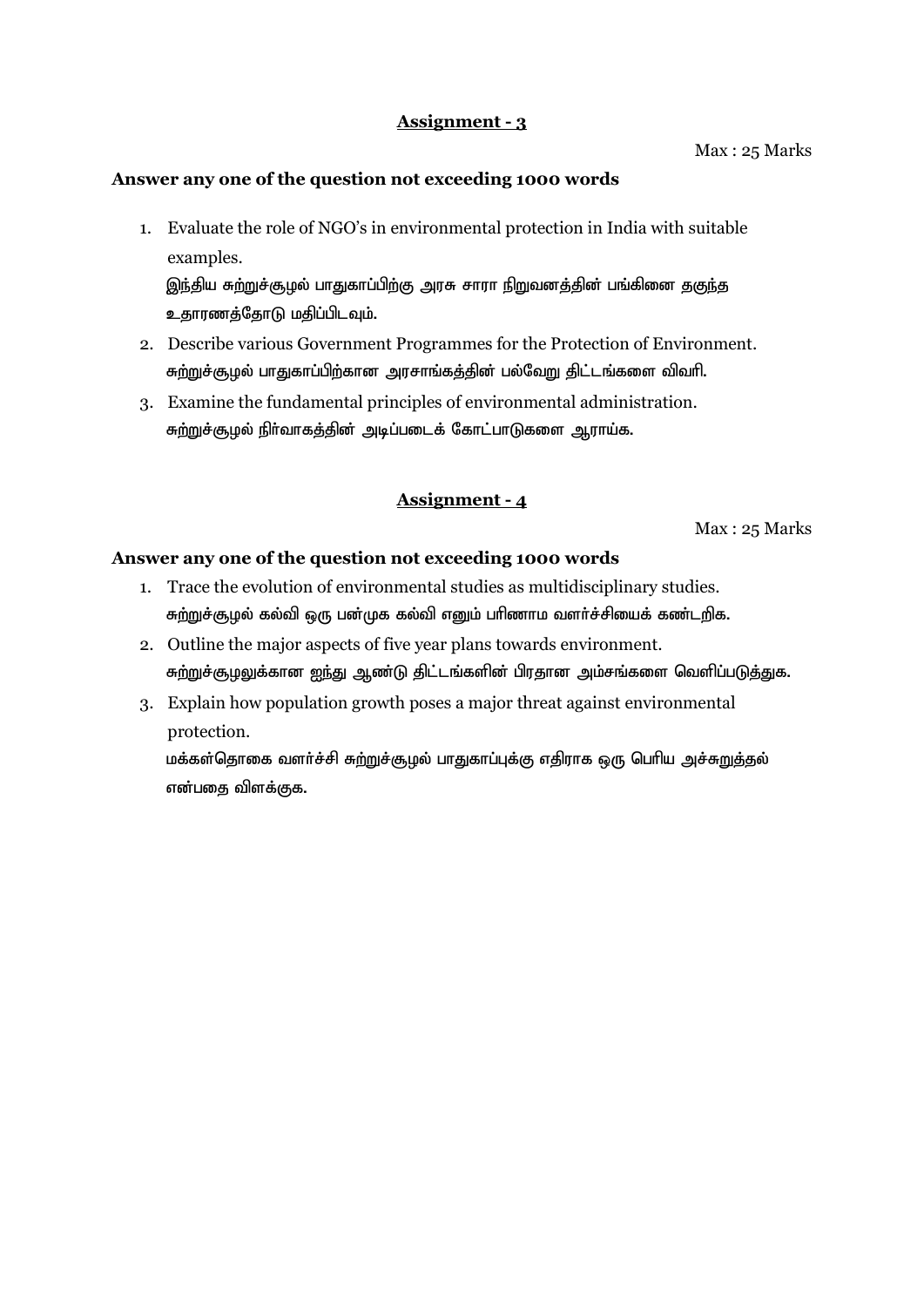## Assignment - 3

Max : 25 Marks

**Answer any one of the question not exceeding 1000 words**

1. Evaluate the role of NGO's in environmental protection in India with suitable examples.
   இந்திய சுற்றுச்சூழல் பாதுகாப்பிற்கு அரசு சாரா நிறுவனத்தின் பங்கினை தகுந்த உதாரணத்தோடு மதிப்பிடவும்.
2. Describe various Government Programmes for the Protection of Environment.
   சுற்றுச்சூழல் பாதுகாப்பிற்கான அரசாங்கத்தின் பல்வேறு திட்டங்களை விவரி.
3. Examine the fundamental principles of environmental administration.
   சுற்றுச்சூழல் நிர்வாகத்தின் அடிப்படைக் கோட்பாடுகளை ஆராய்க.

## Assignment - 4

Max : 25 Marks

**Answer any one of the question not exceeding 1000 words**

1. Trace the evolution of environmental studies as multidisciplinary studies.
   சுற்றுச்சூழல் கல்வி ஒரு பன்முக கல்வி எனும் பரிணாம வளர்ச்சியைக் கண்டறிக.
2. Outline the major aspects of five year plans towards environment.
   சுற்றுச்சூழலுக்கான ஐந்து ஆண்டு திட்டங்களின் பிரதான அம்சங்களை வெளிப்படுத்துக.
3. Explain how population growth poses a major threat against environmental protection.
   மக்கள்தொகை வளர்ச்சி சுற்றுச்சூழல் பாதுகாப்புக்கு எதிராக ஒரு பெரிய அச்சுறுத்தல் என்பதை விளக்குக.